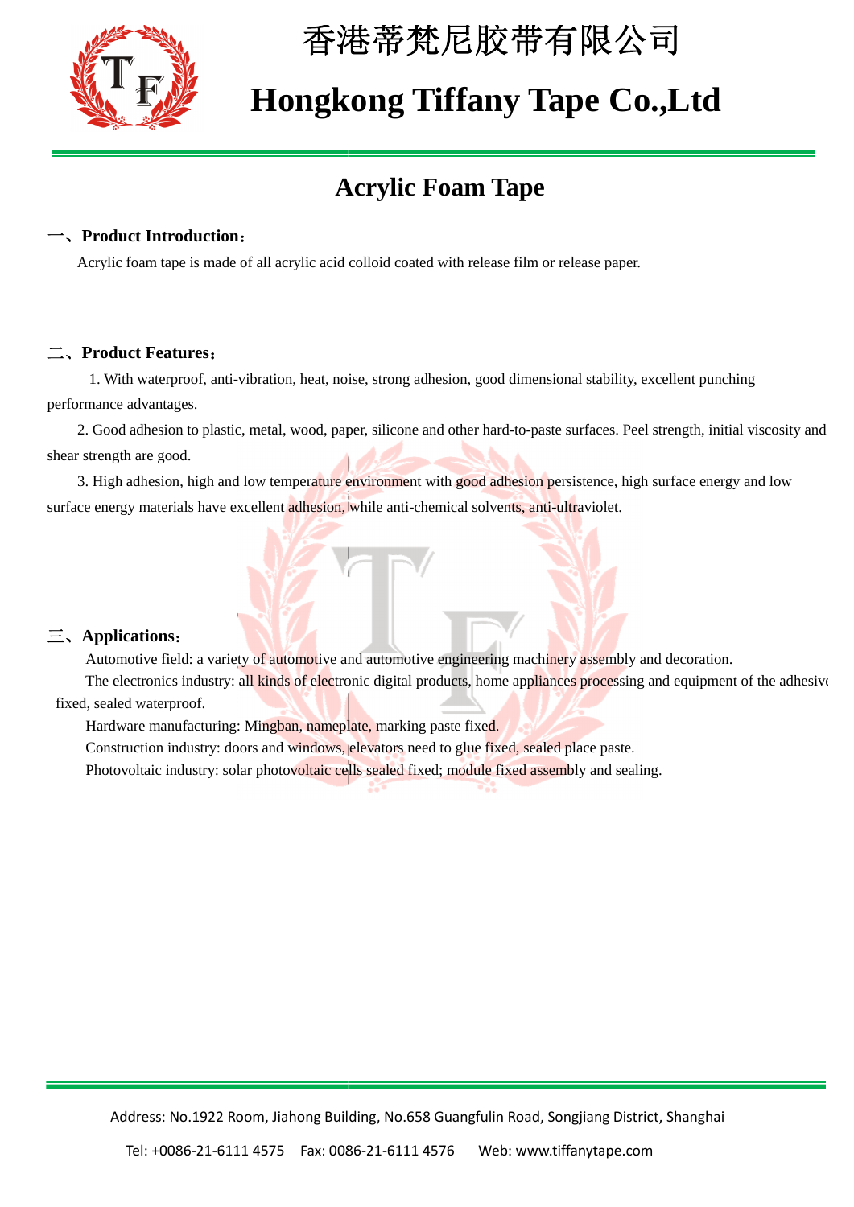# 香港蒂梵尼胶带有限公司

# Hongkong Tiffany Tape Co.,Ltd

## Acrylic Foam Tape

### 一、Product Introduction：

Acrylic foam tape is made of all acrylic acid colloid coated with release film or release paper.

### 二、Product Features：

1. With waterproof, anti-vibration, heat, noise, strong adhesion, good dimensional stability, excellent punching performance advantages.

2. Good adhesion to plastic, metal, wood, paper, silicone and other hard-to-paste surfaces. Peel strength, initial viscosity and shear strength are good.

3. High adhesion, high and low temperature environment with good adhesion persistence, high surface energy and low surface energy materials have excellent adhesion, while anti-chemical solvents, anti-ultraviolet.

### 三、Applications：

Automotive field: a variety of automotive and automotive engineering machinery assembly and decoration.

The electronics industry: all kinds of electronic digital products, home appliances processing and equipment of the adhesive fixed, sealed waterproof.

Hardware manufacturing: Mingban, nameplate, marking paste fixed.

Construction industry: doors and windows, elevators need to glue fixed, sealed place paste.

Photovoltaic industry: solar photovoltaic cells sealed fixed; module fixed assembly and sealing.

Address: No.1922 Room, Jiahong Building, No.658 Guangfulin Road, Songjiang District, Shanghai

Tel: +0086-21-6111 4575 Fax: 0086-21-6111 4576 Web: www.tiffanytape.com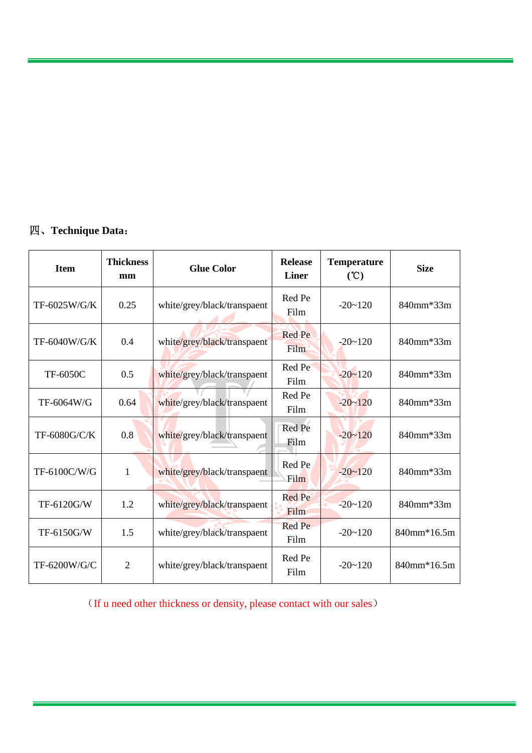四、**Technique Data：**

| Item | Thickness mm | Glue Color | Release Liner | Temperature (℃) | Size |
|---|---|---|---|---|---|
| TF-6025W/G/K | 0.25 | white/grey/black/transpaent | Red Pe Film | -20~120 | 840mm*33m |
| TF-6040W/G/K | 0.4 | white/grey/black/transpaent | Red Pe Film | -20~120 | 840mm*33m |
| TF-6050C | 0.5 | white/grey/black/transpaent | Red Pe Film | -20~120 | 840mm*33m |
| TF-6064W/G | 0.64 | white/grey/black/transpaent | Red Pe Film | -20~120 | 840mm*33m |
| TF-6080G/C/K | 0.8 | white/grey/black/transpaent | Red Pe Film | -20~120 | 840mm*33m |
| TF-6100C/W/G | 1 | white/grey/black/transpaent | Red Pe Film | -20~120 | 840mm*33m |
| TF-6120G/W | 1.2 | white/grey/black/transpaent | Red Pe Film | -20~120 | 840mm*33m |
| TF-6150G/W | 1.5 | white/grey/black/transpaent | Red Pe Film | -20~120 | 840mm*16.5m |
| TF-6200W/G/C | 2 | white/grey/black/transpaent | Red Pe Film | -20~120 | 840mm*16.5m |

（If u need other thickness or density, please contact with our sales）